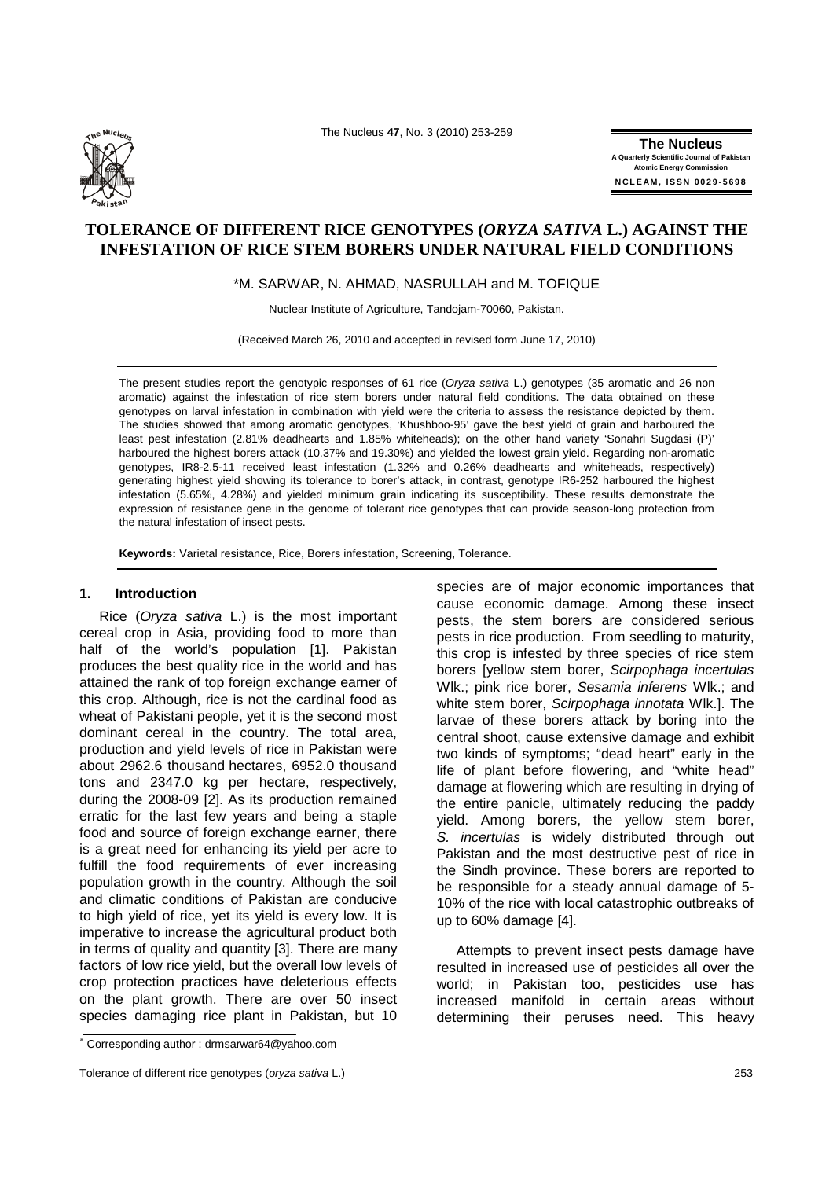# TOLERANCE OF DIFFERENT RICE GENOTYPES (*ORYZA SATIVA* L.) AGAINST THE INFESTATION OF RICE STEM BORERS UNDER NATURAL FIELD CONDITIONS

\*M. SARWAR, N. AHMAD, NASRULLAH and M. TOFIQUE

Nuclear Institute of Agriculture, Tandojam-70060, Pakistan.

(Received March 26, 2010 and accepted in revised form June 17, 2010)

The present studies report the genotypic responses of 61 rice (*Oryza sativa* L.) genotypes (35 aromatic and 26 non aromatic) against the infestation of rice stem borers under natural field conditions. The data obtained on these genotypes on larval infestation in combination with yield were the criteria to assess the resistance depicted by them. The studies showed that among aromatic genotypes, 'Khushboo-95' gave the best yield of grain and harboured the least pest infestation (2.81% deadhearts and 1.85% whiteheads); on the other hand variety 'Sonahri Sugdasi (P)' harboured the highest borers attack (10.37% and 19.30%) and yielded the lowest grain yield. Regarding non-aromatic genotypes, IR8-2.5-11 received least infestation (1.32% and 0.26% deadhearts and whiteheads, respectively) generating highest yield showing its tolerance to borer's attack, in contrast, genotype IR6-252 harboured the highest infestation (5.65%, 4.28%) and yielded minimum grain indicating its susceptibility. These results demonstrate the expression of resistance gene in the genome of tolerant rice genotypes that can provide season-long protection from the natural infestation of insect pests.

**Keywords:** Varietal resistance, Rice, Borers infestation, Screening, Tolerance.

## 1. Introduction

Rice (*Oryza sativa* L.) is the most important cereal crop in Asia, providing food to more than half of the world's population [1]. Pakistan produces the best quality rice in the world and has attained the rank of top foreign exchange earner of this crop. Although, rice is not the cardinal food as wheat of Pakistani people, yet it is the second most dominant cereal in the country. The total area, production and yield levels of rice in Pakistan were about 2962.6 thousand hectares, 6952.0 thousand tons and 2347.0 kg per hectare, respectively, during the 2008-09 [2]. As its production remained erratic for the last few years and being a staple food and source of foreign exchange earner, there is a great need for enhancing its yield per acre to fulfill the food requirements of ever increasing population growth in the country. Although the soil and climatic conditions of Pakistan are conducive to high yield of rice, yet its yield is every low. It is imperative to increase the agricultural product both in terms of quality and quantity [3]. There are many factors of low rice yield, but the overall low levels of crop protection practices have deleterious effects on the plant growth. There are over 50 insect species damaging rice plant in Pakistan, but 10 species are of major economic importances that cause economic damage. Among these insect pests, the stem borers are considered serious pests in rice production. From seedling to maturity, this crop is infested by three species of rice stem borers [yellow stem borer, *Scirpophaga incertulas* Wlk.; pink rice borer, *Sesamia inferens* Wlk.; and white stem borer, *Scirpophaga innotata* Wlk.]. The larvae of these borers attack by boring into the central shoot, cause extensive damage and exhibit two kinds of symptoms; "dead heart" early in the life of plant before flowering, and "white head" damage at flowering which are resulting in drying of the entire panicle, ultimately reducing the paddy yield. Among borers, the yellow stem borer, *S. incertulas* is widely distributed through out Pakistan and the most destructive pest of rice in the Sindh province. These borers are reported to be responsible for a steady annual damage of 5-10% of the rice with local catastrophic outbreaks of up to 60% damage [4].

Attempts to prevent insect pests damage have resulted in increased use of pesticides all over the world; in Pakistan too, pesticides use has increased manifold in certain areas without determining their peruses need. This heavy

\* Corresponding author : drmsarwar64@yahoo.com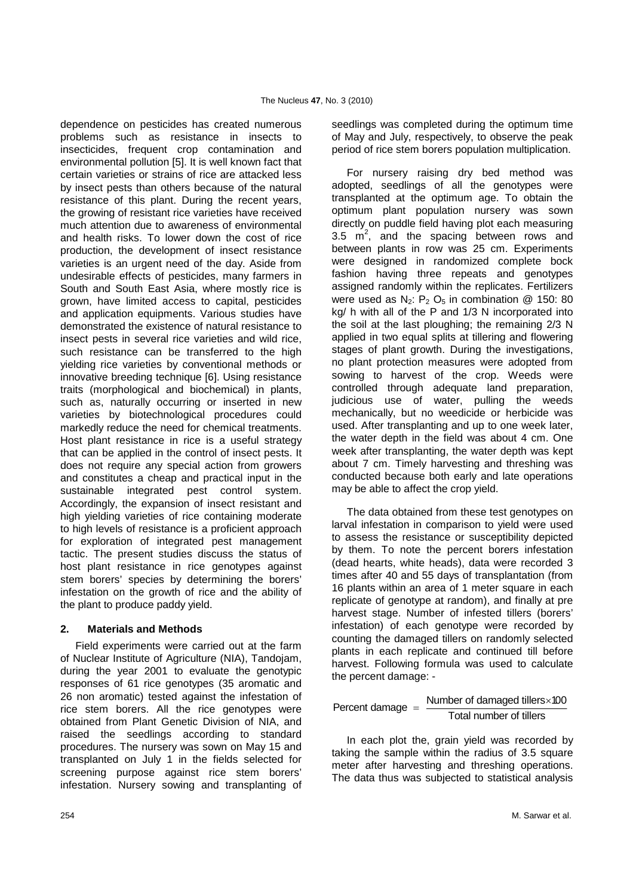dependence on pesticides has created numerous problems such as resistance in insects to insecticides, frequent crop contamination and environmental pollution [5]. It is well known fact that certain varieties or strains of rice are attacked less by insect pests than others because of the natural resistance of this plant. During the recent years, the growing of resistant rice varieties have received much attention due to awareness of environmental and health risks. To lower down the cost of rice production, the development of insect resistance varieties is an urgent need of the day. Aside from undesirable effects of pesticides, many farmers in South and South East Asia, where mostly rice is grown, have limited access to capital, pesticides and application equipments. Various studies have demonstrated the existence of natural resistance to insect pests in several rice varieties and wild rice, such resistance can be transferred to the high yielding rice varieties by conventional methods or innovative breeding technique [6]. Using resistance traits (morphological and biochemical) in plants, such as, naturally occurring or inserted in new varieties by biotechnological procedures could markedly reduce the need for chemical treatments. Host plant resistance in rice is a useful strategy that can be applied in the control of insect pests. It does not require any special action from growers and constitutes a cheap and practical input in the sustainable integrated pest control system. Accordingly, the expansion of insect resistant and high yielding varieties of rice containing moderate to high levels of resistance is a proficient approach for exploration of integrated pest management tactic. The present studies discuss the status of host plant resistance in rice genotypes against stem borers' species by determining the borers' infestation on the growth of rice and the ability of the plant to produce paddy yield.

## 2. Materials and Methods

Field experiments were carried out at the farm of Nuclear Institute of Agriculture (NIA), Tandojam, during the year 2001 to evaluate the genotypic responses of 61 rice genotypes (35 aromatic and 26 non aromatic) tested against the infestation of rice stem borers. All the rice genotypes were obtained from Plant Genetic Division of NIA, and raised the seedlings according to standard procedures. The nursery was sown on May 15 and transplanted on July 1 in the fields selected for screening purpose against rice stem borers' infestation. Nursery sowing and transplanting of seedlings was completed during the optimum time of May and July, respectively, to observe the peak period of rice stem borers population multiplication.

For nursery raising dry bed method was adopted, seedlings of all the genotypes were transplanted at the optimum age. To obtain the optimum plant population nursery was sown directly on puddle field having plot each measuring 3.5 $m^2$, and the spacing between rows and between plants in row was 25 cm. Experiments were designed in randomized complete bock fashion having three repeats and genotypes assigned randomly within the replicates. Fertilizers were used as $N_2$: $P_2O_5$ in combination @ 150: 80 kg/ h with all of the P and 1/3 N incorporated into the soil at the last ploughing; the remaining 2/3 N applied in two equal splits at tillering and flowering stages of plant growth. During the investigations, no plant protection measures were adopted from sowing to harvest of the crop. Weeds were controlled through adequate land preparation, judicious use of water, pulling the weeds mechanically, but no weedicide or herbicide was used. After transplanting and up to one week later, the water depth in the field was about 4 cm. One week after transplanting, the water depth was kept about 7 cm. Timely harvesting and threshing was conducted because both early and late operations may be able to affect the crop yield.

The data obtained from these test genotypes on larval infestation in comparison to yield were used to assess the resistance or susceptibility depicted by them. To note the percent borers infestation (dead hearts, white heads), data were recorded 3 times after 40 and 55 days of transplantation (from 16 plants within an area of 1 meter square in each replicate of genotype at random), and finally at pre harvest stage. Number of infested tillers (borers' infestation) of each genotype were recorded by counting the damaged tillers on randomly selected plants in each replicate and continued till before harvest. Following formula was used to calculate the percent damage: -

$$\text{Percent damage} = \frac{\text{Number of damaged tillers} \times 100}{\text{Total number of tillers}}$$

In each plot the, grain yield was recorded by taking the sample within the radius of 3.5 square meter after harvesting and threshing operations. The data thus was subjected to statistical analysis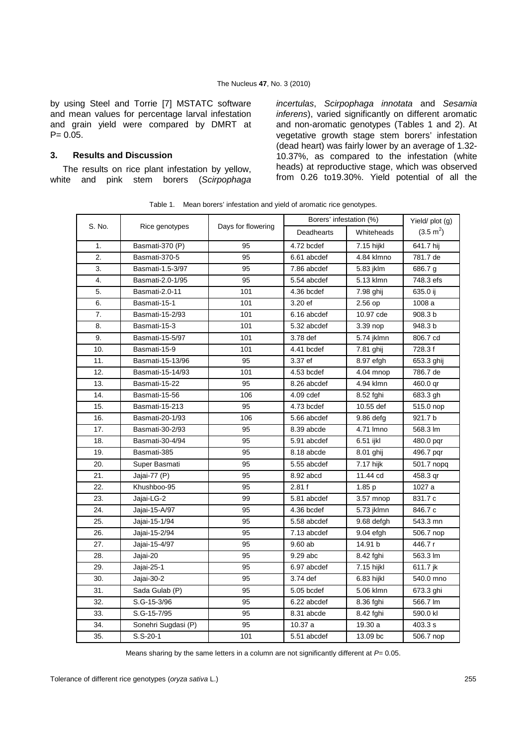by using Steel and Torrie [7] MSTATC software and mean values for percentage larval infestation and grain yield were compared by DMRT at P= 0.05.

## 3. Results and Discussion

The results on rice plant infestation by yellow, white and pink stem borers (*Scirpophaga incertulas*, *Scirpophaga innotata* and *Sesamia inferens*), varied significantly on different aromatic and non-aromatic genotypes (Tables 1 and 2). At vegetative growth stage stem borers' infestation (dead heart) was fairly lower by an average of 1.32-10.37%, as compared to the infestation (white heads) at reproductive stage, which was observed from 0.26 to19.30%. Yield potential of all the

Table 1. Mean borers' infestation and yield of aromatic rice genotypes.

| S. No. | Rice genotypes | Days for flowering | Borers' infestation (%) | | Yield/ plot (g) |
|---|---|---|---|---|---|
| | | | Deadhearts | Whiteheads | ($3.5\ m^2$) |
| 1. | Basmati-370 (P) | 95 | 4.72 bcdef | 7.15 hijkl | 641.7 hij |
| 2. | Basmati-370-5 | 95 | 6.61 abcdef | 4.84 klmno | 781.7 de |
| 3. | Basmati-1.5-3/97 | 95 | 7.86 abcdef | 5.83 jklm | 686.7 g |
| 4. | Basmati-2.0-1/95 | 95 | 5.54 abcdef | 5.13 klmn | 748.3 efs |
| 5. | Basmati-2.0-11 | 101 | 4.36 bcdef | 7.98 ghij | 635.0 ij |
| 6. | Basmati-15-1 | 101 | 3.20 ef | 2.56 op | 1008 a |
| 7. | Basmati-15-2/93 | 101 | 6.16 abcdef | 10.97 cde | 908.3 b |
| 8. | Basmati-15-3 | 101 | 5.32 abcdef | 3.39 nop | 948.3 b |
| 9. | Basmati-15-5/97 | 101 | 3.78 def | 5.74 jklmn | 806.7 cd |
| 10. | Basmati-15-9 | 101 | 4.41 bcdef | 7.81 ghij | 728.3 f |
| 11. | Basmati-15-13/96 | 95 | 3.37 ef | 8.97 efgh | 653.3 ghij |
| 12. | Basmati-15-14/93 | 101 | 4.53 bcdef | 4.04 mnop | 786.7 de |
| 13. | Basmati-15-22 | 95 | 8.26 abcdef | 4.94 klmn | 460.0 qr |
| 14. | Basmati-15-56 | 106 | 4.09 cdef | 8.52 fghi | 683.3 gh |
| 15. | Basmati-15-213 | 95 | 4.73 bcdef | 10.55 def | 515.0 nop |
| 16. | Basmati-20-1/93 | 106 | 5.66 abcdef | 9.86 defg | 921.7 b |
| 17. | Basmati-30-2/93 | 95 | 8.39 abcde | 4.71 lmno | 568.3 lm |
| 18. | Basmati-30-4/94 | 95 | 5.91 abcdef | 6.51 ijkl | 480.0 pqr |
| 19. | Basmati-385 | 95 | 8.18 abcde | 8.01 ghij | 496.7 pqr |
| 20. | Super Basmati | 95 | 5.55 abcdef | 7.17 hijk | 501.7 nopq |
| 21. | Jajai-77 (P) | 95 | 8.92 abcd | 11.44 cd | 458.3 qr |
| 22. | Khushboo-95 | 95 | 2.81 f | 1.85 p | 1027 a |
| 23. | Jajai-LG-2 | 99 | 5.81 abcdef | 3.57 mnop | 831.7 c |
| 24. | Jajai-15-A/97 | 95 | 4.36 bcdef | 5.73 jklmn | 846.7 c |
| 25. | Jajai-15-1/94 | 95 | 5.58 abcdef | 9.68 defgh | 543.3 mn |
| 26. | Jajai-15-2/94 | 95 | 7.13 abcdef | 9.04 efgh | 506.7 nop |
| 27. | Jajai-15-4/97 | 95 | 9.60 ab | 14.91 b | 446.7 r |
| 28. | Jajai-20 | 95 | 9.29 abc | 8.42 fghi | 563.3 lm |
| 29. | Jajai-25-1 | 95 | 6.97 abcdef | 7.15 hijkl | 611.7 jk |
| 30. | Jajai-30-2 | 95 | 3.74 def | 6.83 hijkl | 540.0 mno |
| 31. | Sada Gulab (P) | 95 | 5.05 bcdef | 5.06 klmn | 673.3 ghi |
| 32. | S.G-15-3/96 | 95 | 6.22 abcdef | 8.36 fghi | 566.7 lm |
| 33. | S.G-15-7/95 | 95 | 8.31 abcde | 8.42 fghi | 590.0 kl |
| 34. | Sonehri Sugdasi (P) | 95 | 10.37 a | 19.30 a | 403.3 s |
| 35. | S.S-20-1 | 101 | 5.51 abcdef | 13.09 bc | 506.7 nop |

Means sharing by the same letters in a column are not significantly different at *P*= 0.05.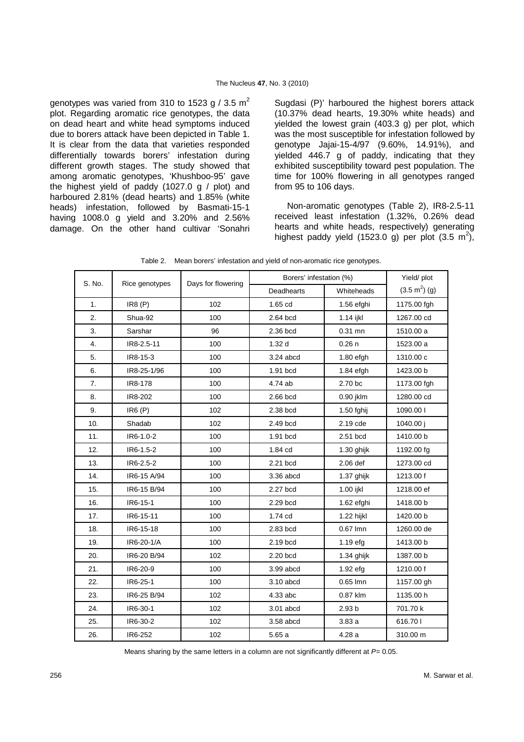genotypes was varied from 310 to 1523 g / 3.5 $m^2$ plot. Regarding aromatic rice genotypes, the data on dead heart and white head symptoms induced due to borers attack have been depicted in Table 1. It is clear from the data that varieties responded differentially towards borers' infestation during different growth stages. The study showed that among aromatic genotypes, 'Khushboo-95' gave the highest yield of paddy (1027.0 g / plot) and harboured 2.81% (dead hearts) and 1.85% (white heads) infestation, followed by Basmati-15-1 having 1008.0 g yield and 3.20% and 2.56% damage. On the other hand cultivar 'Sonahri Sugdasi (P)' harboured the highest borers attack (10.37% dead hearts, 19.30% white heads) and yielded the lowest grain (403.3 g) per plot, which was the most susceptible for infestation followed by genotype Jajai-15-4/97 (9.60%, 14.91%), and yielded 446.7 g of paddy, indicating that they exhibited susceptibility toward pest population. The time for 100% flowering in all genotypes ranged from 95 to 106 days.

Non-aromatic genotypes (Table 2), IR8-2.5-11 received least infestation (1.32%, 0.26% dead hearts and white heads, respectively) generating highest paddy yield (1523.0 g) per plot (3.5 $m^2$),

Table 2. Mean borers' infestation and yield of non-aromatic rice genotypes.

| S. No. | Rice genotypes | Days for flowering | Borers' infestation (%) | | Yield/ plot |
|---|---|---|---|---|---|
| | | | Deadhearts | Whiteheads | (3.5 $m^2$) (g) |
| 1. | IR8 (P) | 102 | 1.65 cd | 1.56 efghi | 1175.00 fgh |
| 2. | Shua-92 | 100 | 2.64 bcd | 1.14 ijkl | 1267.00 cd |
| 3. | Sarshar | 96 | 2.36 bcd | 0.31 mn | 1510.00 a |
| 4. | IR8-2.5-11 | 100 | 1.32 d | 0.26 n | 1523.00 a |
| 5. | IR8-15-3 | 100 | 3.24 abcd | 1.80 efgh | 1310.00 c |
| 6. | IR8-25-1/96 | 100 | 1.91 bcd | 1.84 efgh | 1423.00 b |
| 7. | IR8-178 | 100 | 4.74 ab | 2.70 bc | 1173.00 fgh |
| 8. | IR8-202 | 100 | 2.66 bcd | 0.90 jklm | 1280.00 cd |
| 9. | IR6 (P) | 102 | 2.38 bcd | 1.50 fghij | 1090.00 l |
| 10. | Shadab | 102 | 2.49 bcd | 2.19 cde | 1040.00 j |
| 11. | IR6-1.0-2 | 100 | 1.91 bcd | 2.51 bcd | 1410.00 b |
| 12. | IR6-1.5-2 | 100 | 1.84 cd | 1.30 ghijk | 1192.00 fg |
| 13. | IR6-2.5-2 | 100 | 2.21 bcd | 2.06 def | 1273.00 cd |
| 14. | IR6-15 A/94 | 100 | 3.36 abcd | 1.37 ghijk | 1213.00 f |
| 15. | IR6-15 B/94 | 100 | 2.27 bcd | 1.00 ijkl | 1218.00 ef |
| 16. | IR6-15-1 | 100 | 2.29 bcd | 1.62 efghi | 1418.00 b |
| 17. | IR6-15-11 | 100 | 1.74 cd | 1.22 hijkl | 1420.00 b |
| 18. | IR6-15-18 | 100 | 2.83 bcd | 0.67 lmn | 1260.00 de |
| 19. | IR6-20-1/A | 100 | 2.19 bcd | 1.19 efg | 1413.00 b |
| 20. | IR6-20 B/94 | 102 | 2.20 bcd | 1.34 ghijk | 1387.00 b |
| 21. | IR6-20-9 | 100 | 3.99 abcd | 1.92 efg | 1210.00 f |
| 22. | IR6-25-1 | 100 | 3.10 abcd | 0.65 lmn | 1157.00 gh |
| 23. | IR6-25 B/94 | 102 | 4.33 abc | 0.87 klm | 1135.00 h |
| 24. | IR6-30-1 | 102 | 3.01 abcd | 2.93 b | 701.70 k |
| 25. | IR6-30-2 | 102 | 3.58 abcd | 3.83 a | 616.70 l |
| 26. | IR6-252 | 102 | 5.65 a | 4.28 a | 310.00 m |

Means sharing by the same letters in a column are not significantly different at $P$= 0.05.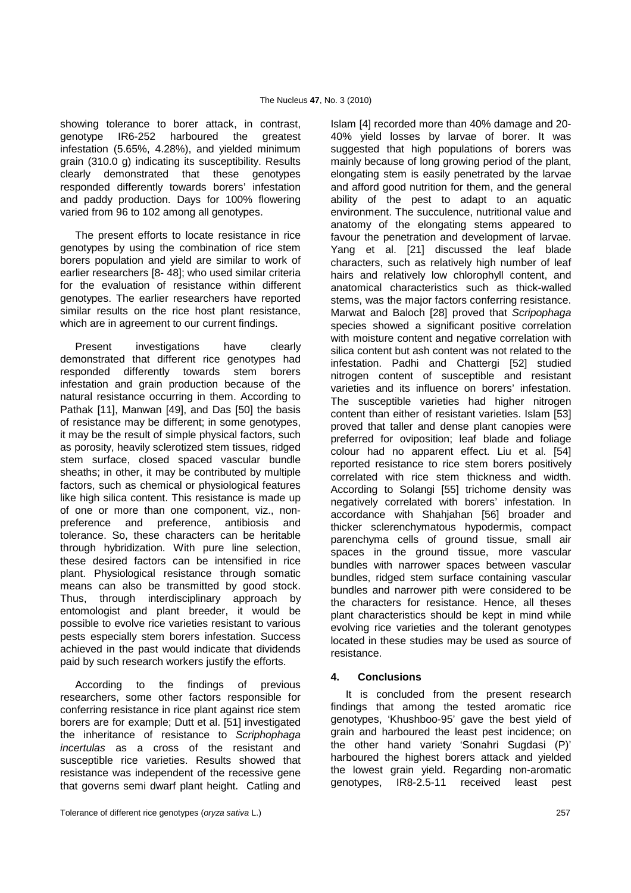showing tolerance to borer attack, in contrast, genotype IR6-252 harboured the greatest infestation (5.65%, 4.28%), and yielded minimum grain (310.0 g) indicating its susceptibility. Results clearly demonstrated that these genotypes responded differently towards borers' infestation and paddy production. Days for 100% flowering varied from 96 to 102 among all genotypes.

The present efforts to locate resistance in rice genotypes by using the combination of rice stem borers population and yield are similar to work of earlier researchers [8- 48]; who used similar criteria for the evaluation of resistance within different genotypes. The earlier researchers have reported similar results on the rice host plant resistance, which are in agreement to our current findings.

Present investigations have clearly demonstrated that different rice genotypes had responded differently towards stem borers infestation and grain production because of the natural resistance occurring in them. According to Pathak [11], Manwan [49], and Das [50] the basis of resistance may be different; in some genotypes, it may be the result of simple physical factors, such as porosity, heavily sclerotized stem tissues, ridged stem surface, closed spaced vascular bundle sheaths; in other, it may be contributed by multiple factors, such as chemical or physiological features like high silica content. This resistance is made up of one or more than one component, viz., non-preference and preference, antibiosis and tolerance. So, these characters can be heritable through hybridization. With pure line selection, these desired factors can be intensified in rice plant. Physiological resistance through somatic means can also be transmitted by good stock. Thus, through interdisciplinary approach by entomologist and plant breeder, it would be possible to evolve rice varieties resistant to various pests especially stem borers infestation. Success achieved in the past would indicate that dividends paid by such research workers justify the efforts.

According to the findings of previous researchers, some other factors responsible for conferring resistance in rice plant against rice stem borers are for example; Dutt et al. [51] investigated the inheritance of resistance to *Scriphophaga incertulas* as a cross of the resistant and susceptible rice varieties. Results showed that resistance was independent of the recessive gene that governs semi dwarf plant height. Catling and Islam [4] recorded more than 40% damage and 20-40% yield losses by larvae of borer. It was suggested that high populations of borers was mainly because of long growing period of the plant, elongating stem is easily penetrated by the larvae and afford good nutrition for them, and the general ability of the pest to adapt to an aquatic environment. The succulence, nutritional value and anatomy of the elongating stems appeared to favour the penetration and development of larvae. Yang et al. [21] discussed the leaf blade characters, such as relatively high number of leaf hairs and relatively low chlorophyll content, and anatomical characteristics such as thick-walled stems, was the major factors conferring resistance. Marwat and Baloch [28] proved that *Scripophaga* species showed a significant positive correlation with moisture content and negative correlation with silica content but ash content was not related to the infestation. Padhi and Chattergi [52] studied nitrogen content of susceptible and resistant varieties and its influence on borers' infestation. The susceptible varieties had higher nitrogen content than either of resistant varieties. Islam [53] proved that taller and dense plant canopies were preferred for oviposition; leaf blade and foliage colour had no apparent effect. Liu et al. [54] reported resistance to rice stem borers positively correlated with rice stem thickness and width. According to Solangi [55] trichome density was negatively correlated with borers' infestation. In accordance with Shahjahan [56] broader and thicker sclerenchymatous hypodermis, compact parenchyma cells of ground tissue, small air spaces in the ground tissue, more vascular bundles with narrower spaces between vascular bundles, ridged stem surface containing vascular bundles and narrower pith were considered to be the characters for resistance. Hence, all theses plant characteristics should be kept in mind while evolving rice varieties and the tolerant genotypes located in these studies may be used as source of resistance.

## 4. Conclusions

It is concluded from the present research findings that among the tested aromatic rice genotypes, 'Khushboo-95' gave the best yield of grain and harboured the least pest incidence; on the other hand variety 'Sonahri Sugdasi (P)' harboured the highest borers attack and yielded the lowest grain yield. Regarding non-aromatic genotypes, IR8-2.5-11 received least pest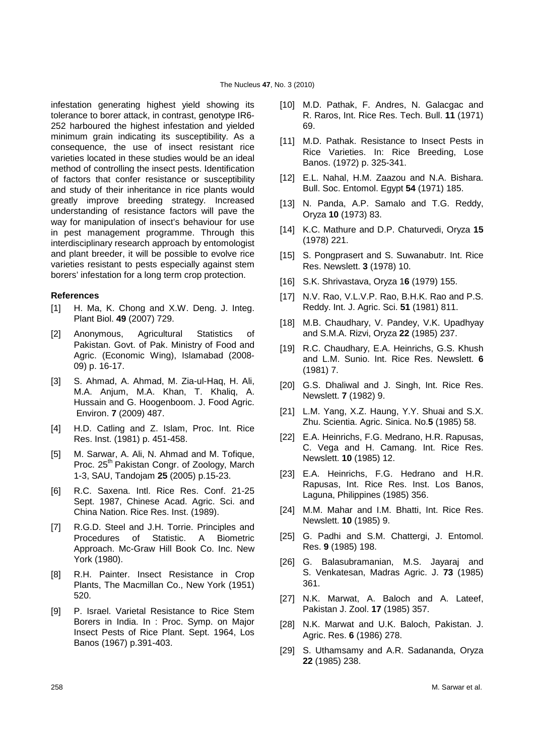infestation generating highest yield showing its tolerance to borer attack, in contrast, genotype IR6-252 harboured the highest infestation and yielded minimum grain indicating its susceptibility. As a consequence, the use of insect resistant rice varieties located in these studies would be an ideal method of controlling the insect pests. Identification of factors that confer resistance or susceptibility and study of their inheritance in rice plants would greatly improve breeding strategy. Increased understanding of resistance factors will pave the way for manipulation of insect's behaviour for use in pest management programme. Through this interdisciplinary research approach by entomologist and plant breeder, it will be possible to evolve rice varieties resistant to pests especially against stem borers' infestation for a long term crop protection.

### References

[1] H. Ma, K. Chong and X.W. Deng. J. Integ. Plant Biol. **49** (2007) 729.

[2] Anonymous, Agricultural Statistics of Pakistan. Govt. of Pak. Ministry of Food and Agric. (Economic Wing), Islamabad (2008-09) p. 16-17.

[3] S. Ahmad, A. Ahmad, M. Zia-ul-Haq, H. Ali, M.A. Anjum, M.A. Khan, T. Khaliq, A. Hussain and G. Hoogenboom. J. Food Agric. Environ. **7** (2009) 487.

[4] H.D. Catling and Z. Islam, Proc. Int. Rice Res. Inst. (1981) p. 451-458.

[5] M. Sarwar, A. Ali, N. Ahmad and M. Tofique, Proc. 25th Pakistan Congr. of Zoology, March 1-3, SAU, Tandojam **25** (2005) p.15-23.

[6] R.C. Saxena. Intl. Rice Res. Conf. 21-25 Sept. 1987, Chinese Acad. Agric. Sci. and China Nation. Rice Res. Inst. (1989).

[7] R.G.D. Steel and J.H. Torrie. Principles and Procedures of Statistic. A Biometric Approach. Mc-Graw Hill Book Co. Inc. New York (1980).

[8] R.H. Painter. Insect Resistance in Crop Plants, The Macmillan Co., New York (1951) 520.

[9] P. Israel. Varietal Resistance to Rice Stem Borers in India. In : Proc. Symp. on Major Insect Pests of Rice Plant. Sept. 1964, Los Banos (1967) p.391-403.

[10] M.D. Pathak, F. Andres, N. Galacgac and R. Raros, Int. Rice Res. Tech. Bull. **11** (1971) 69.

[11] M.D. Pathak. Resistance to Insect Pests in Rice Varieties. In: Rice Breeding, Lose Banos. (1972) p. 325-341.

[12] E.L. Nahal, H.M. Zaazou and N.A. Bishara. Bull. Soc. Entomol. Egypt **54** (1971) 185.

[13] N. Panda, A.P. Samalo and T.G. Reddy, Oryza **10** (1973) 83.

[14] K.C. Mathure and D.P. Chaturvedi, Oryza **15** (1978) 221.

[15] S. Pongprasert and S. Suwanabutr. Int. Rice Res. Newslett. **3** (1978) 10.

[16] S.K. Shrivastava, Oryza 1**6** (1979) 155.

[17] N.V. Rao, V.L.V.P. Rao, B.H.K. Rao and P.S. Reddy. Int. J. Agric. Sci. **51** (1981) 811.

[18] M.B. Chaudhary, V. Pandey, V.K. Upadhyay and S.M.A. Rizvi, Oryza **22** (1985) 237.

[19] R.C. Chaudhary, E.A. Heinrichs, G.S. Khush and L.M. Sunio. Int. Rice Res. Newslett. **6** (1981) 7.

[20] G.S. Dhaliwal and J. Singh, Int. Rice Res. Newslett. **7** (1982) 9.

[21] L.M. Yang, X.Z. Haung, Y.Y. Shuai and S.X. Zhu. Scientia. Agric. Sinica. No.**5** (1985) 58.

[22] E.A. Heinrichs, F.G. Medrano, H.R. Rapusas, C. Vega and H. Camang. Int. Rice Res. Newslett. **10** (1985) 12.

[23] E.A. Heinrichs, F.G. Hedrano and H.R. Rapusas, Int. Rice Res. Inst. Los Banos, Laguna, Philippines (1985) 356.

[24] M.M. Mahar and I.M. Bhatti, Int. Rice Res. Newslett. **10** (1985) 9.

[25] G. Padhi and S.M. Chattergi, J. Entomol. Res. **9** (1985) 198.

[26] G. Balasubramanian, M.S. Jayaraj and S. Venkatesan, Madras Agric. J. **73** (1985) 361.

[27] N.K. Marwat, A. Baloch and A. Lateef, Pakistan J. Zool. **17** (1985) 357.

[28] N.K. Marwat and U.K. Baloch, Pakistan. J. Agric. Res. **6** (1986) 278.

[29] S. Uthamsamy and A.R. Sadananda, Oryza **22** (1985) 238.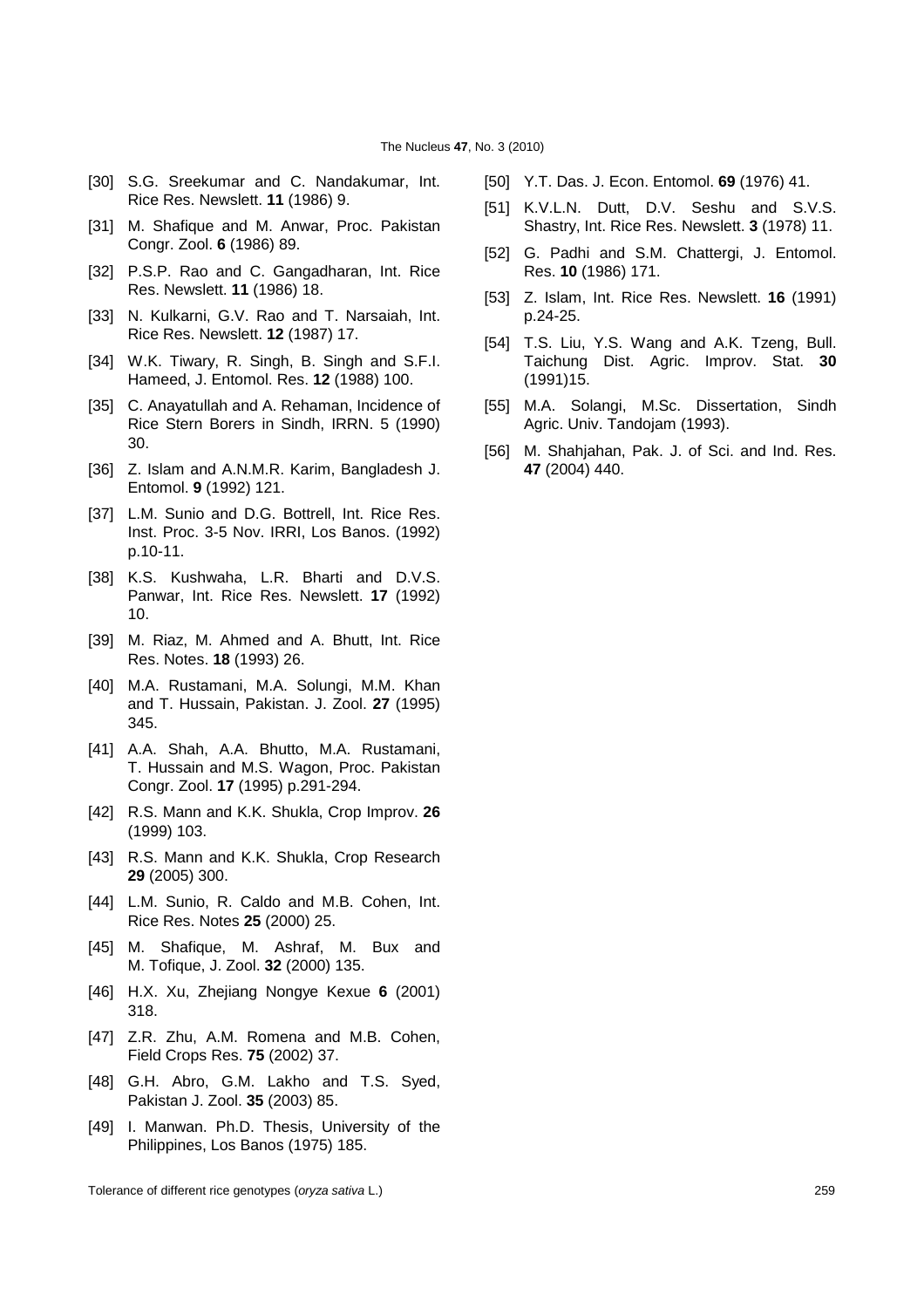[30] S.G. Sreekumar and C. Nandakumar, Int. Rice Res. Newslett. **11** (1986) 9.

[31] M. Shafique and M. Anwar, Proc. Pakistan Congr. Zool. **6** (1986) 89.

[32] P.S.P. Rao and C. Gangadharan, Int. Rice Res. Newslett. **11** (1986) 18.

[33] N. Kulkarni, G.V. Rao and T. Narsaiah, Int. Rice Res. Newslett. **12** (1987) 17.

[34] W.K. Tiwary, R. Singh, B. Singh and S.F.I. Hameed, J. Entomol. Res. **12** (1988) 100.

[35] C. Anayatullah and A. Rehaman, Incidence of Rice Stern Borers in Sindh, IRRN. 5 (1990) 30.

[36] Z. Islam and A.N.M.R. Karim, Bangladesh J. Entomol. **9** (1992) 121.

[37] L.M. Sunio and D.G. Bottrell, Int. Rice Res. Inst. Proc. 3-5 Nov. IRRI, Los Banos. (1992) p.10-11.

[38] K.S. Kushwaha, L.R. Bharti and D.V.S. Panwar, Int. Rice Res. Newslett. **17** (1992) 10.

[39] M. Riaz, M. Ahmed and A. Bhutt, Int. Rice Res. Notes. **18** (1993) 26.

[40] M.A. Rustamani, M.A. Solungi, M.M. Khan and T. Hussain, Pakistan. J. Zool. **27** (1995) 345.

[41] A.A. Shah, A.A. Bhutto, M.A. Rustamani, T. Hussain and M.S. Wagon, Proc. Pakistan Congr. Zool. **17** (1995) p.291-294.

[42] R.S. Mann and K.K. Shukla, Crop Improv. **26** (1999) 103.

[43] R.S. Mann and K.K. Shukla, Crop Research **29** (2005) 300.

[44] L.M. Sunio, R. Caldo and M.B. Cohen, Int. Rice Res. Notes **25** (2000) 25.

[45] M. Shafique, M. Ashraf, M. Bux and M. Tofique, J. Zool. **32** (2000) 135.

[46] H.X. Xu, Zhejiang Nongye Kexue **6** (2001) 318.

[47] Z.R. Zhu, A.M. Romena and M.B. Cohen, Field Crops Res. **75** (2002) 37.

[48] G.H. Abro, G.M. Lakho and T.S. Syed, Pakistan J. Zool. **35** (2003) 85.

[49] I. Manwan. Ph.D. Thesis, University of the Philippines, Los Banos (1975) 185.

[50] Y.T. Das. J. Econ. Entomol. **69** (1976) 41.

[51] K.V.L.N. Dutt, D.V. Seshu and S.V.S. Shastry, Int. Rice Res. Newslett. **3** (1978) 11.

[52] G. Padhi and S.M. Chattergi, J. Entomol. Res. **10** (1986) 171.

[53] Z. Islam, Int. Rice Res. Newslett. **16** (1991) p.24-25.

[54] T.S. Liu, Y.S. Wang and A.K. Tzeng, Bull. Taichung Dist. Agric. Improv. Stat. **30** (1991)15.

[55] M.A. Solangi, M.Sc. Dissertation, Sindh Agric. Univ. Tandojam (1993).

[56] M. Shahjahan, Pak. J. of Sci. and Ind. Res. **47** (2004) 440.